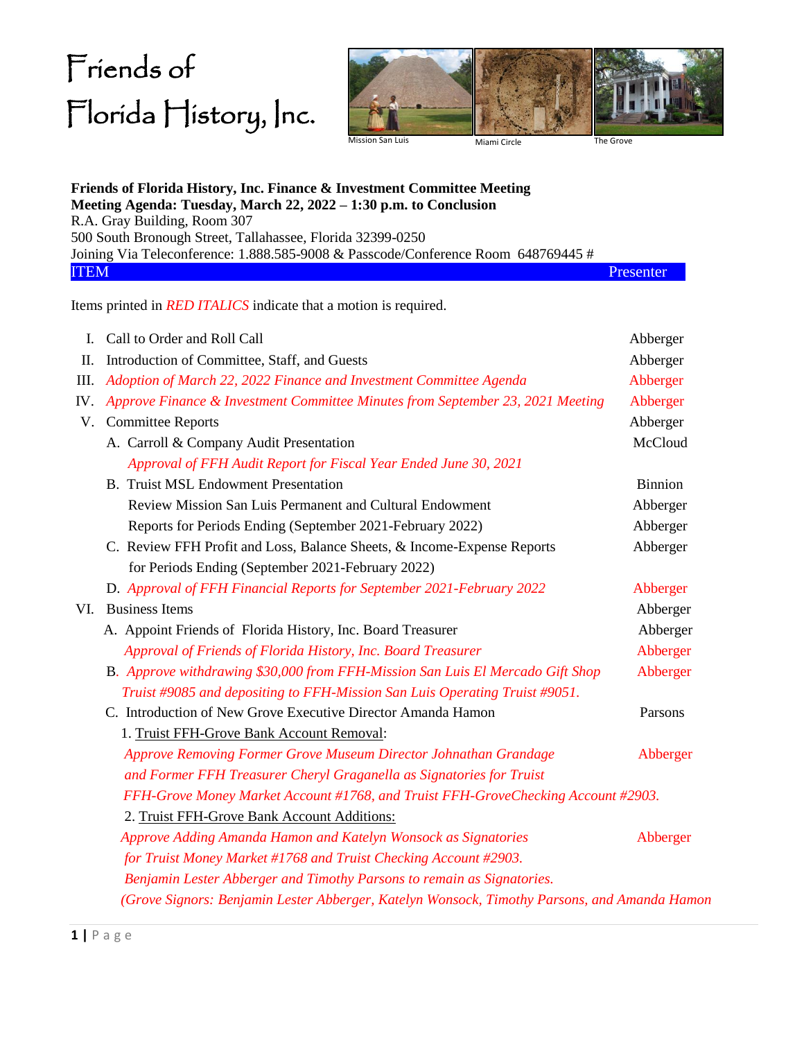# Friends of Florida History, Inc.

Mission San Luis    Miami Circle    The Grove

**Friends of Florida History, Inc. Finance & Investment Committee Meeting**
**Meeting Agenda: Tuesday, March 22, 2022 – 1:30 p.m. to Conclusion**
R.A. Gray Building, Room 307
500 South Bronough Street, Tallahassee, Florida 32399-0250
Joining Via Teleconference: 1.888.585-9008 & Passcode/Conference Room 648769445 #

| ITEM | Presenter |
|---|---|

Items printed in *RED ITALICS* indicate that a motion is required.

| | Item | Presenter |
|---|---|---|
| I. | Call to Order and Roll Call | Abberger |
| II. | Introduction of Committee, Staff, and Guests | Abberger |
| III. | *Adoption of March 22, 2022 Finance and Investment Committee Agenda* | *Abberger* |
| IV. | *Approve Finance & Investment Committee Minutes from September 23, 2021 Meeting* | *Abberger* |
| V. | Committee Reports | Abberger |
| | A. Carroll & Company Audit Presentation | McCloud |
| | *Approval of FFH Audit Report for Fiscal Year Ended June 30, 2021* | |
| | B. Truist MSL Endowment Presentation | Binnion |
| | Review Mission San Luis Permanent and Cultural Endowment | Abberger |
| | Reports for Periods Ending (September 2021-February 2022) | Abberger |
| | C. Review FFH Profit and Loss, Balance Sheets, & Income-Expense Reports for Periods Ending (September 2021-February 2022) | Abberger |
| | D. *Approval of FFH Financial Reports for September 2021-February 2022* | *Abberger* |
| VI. | Business Items | Abberger |
| | A. Appoint Friends of Florida History, Inc. Board Treasurer | Abberger |
| | *Approval of Friends of Florida History, Inc. Board Treasurer* | *Abberger* |
| | B. *Approve withdrawing $30,000 from FFH-Mission San Luis El Mercado Gift Shop Truist #9085 and depositing to FFH-Mission San Luis Operating Truist #9051.* | *Abberger* |
| | C. Introduction of New Grove Executive Director Amanda Hamon | Parsons |
| | 1. Truist FFH-Grove Bank Account Removal: *Approve Removing Former Grove Museum Director Johnathan Grandage and Former FFH Treasurer Cheryl Graganella as Signatories for Truist FFH-Grove Money Market Account #1768, and Truist FFH-GroveChecking Account #2903.* | *Abberger* |
| | 2. Truist FFH-Grove Bank Account Additions: *Approve Adding Amanda Hamon and Katelyn Wonsock as Signatories for Truist Money Market #1768 and Truist Checking Account #2903. Benjamin Lester Abberger and Timothy Parsons to remain as Signatories. (Grove Signors: Benjamin Lester Abberger, Katelyn Wonsock, Timothy Parsons, and Amanda Hamon* | *Abberger* |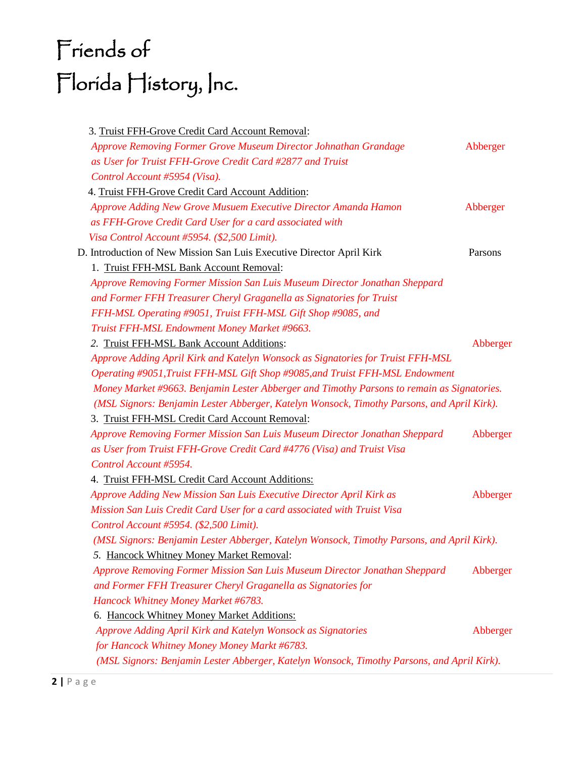# Friends of Florida History, Inc.

3. Truist FFH-Grove Credit Card Account Removal:
   *Approve Removing Former Grove Museum Director Johnathan Grandage as User for Truist FFH-Grove Credit Card #2877 and Truist Control Account #5954 (Visa).* — Abberger
4. Truist FFH-Grove Credit Card Account Addition:
   *Approve Adding New Grove Musuem Executive Director Amanda Hamon as FFH-Grove Credit Card User for a card associated with Visa Control Account #5954. ($2,500 Limit).* — Abberger

D. Introduction of New Mission San Luis Executive Director April Kirk — Parsons

1. Truist FFH-MSL Bank Account Removal:
   *Approve Removing Former Mission San Luis Museum Director Jonathan Sheppard and Former FFH Treasurer Cheryl Graganella as Signatories for Truist FFH-MSL Operating #9051, Truist FFH-MSL Gift Shop #9085, and Truist FFH-MSL Endowment Money Market #9663.*
2. Truist FFH-MSL Bank Account Additions: — Abberger
   *Approve Adding April Kirk and Katelyn Wonsock as Signatories for Truist FFH-MSL Operating #9051,Truist FFH-MSL Gift Shop #9085,and Truist FFH-MSL Endowment Money Market #9663. Benjamin Lester Abberger and Timothy Parsons to remain as Signatories. (MSL Signors: Benjamin Lester Abberger, Katelyn Wonsock, Timothy Parsons, and April Kirk).*
3. Truist FFH-MSL Credit Card Account Removal:
   *Approve Removing Former Mission San Luis Museum Director Jonathan Sheppard as User from Truist FFH-Grove Credit Card #4776 (Visa) and Truist Visa Control Account #5954.* — Abberger
4. Truist FFH-MSL Credit Card Account Additions:
   *Approve Adding New Mission San Luis Executive Director April Kirk as Mission San Luis Credit Card User for a card associated with Truist Visa Control Account #5954. ($2,500 Limit). (MSL Signors: Benjamin Lester Abberger, Katelyn Wonsock, Timothy Parsons, and April Kirk).* — Abberger
5. Hancock Whitney Money Market Removal:
   *Approve Removing Former Mission San Luis Museum Director Jonathan Sheppard and Former FFH Treasurer Cheryl Graganella as Signatories for Hancock Whitney Money Market #6783.* — Abberger
6. Hancock Whitney Money Market Additions:
   *Approve Adding April Kirk and Katelyn Wonsock as Signatories for Hancock Whitney Money Money Markt #6783. (MSL Signors: Benjamin Lester Abberger, Katelyn Wonsock, Timothy Parsons, and April Kirk).* — Abberger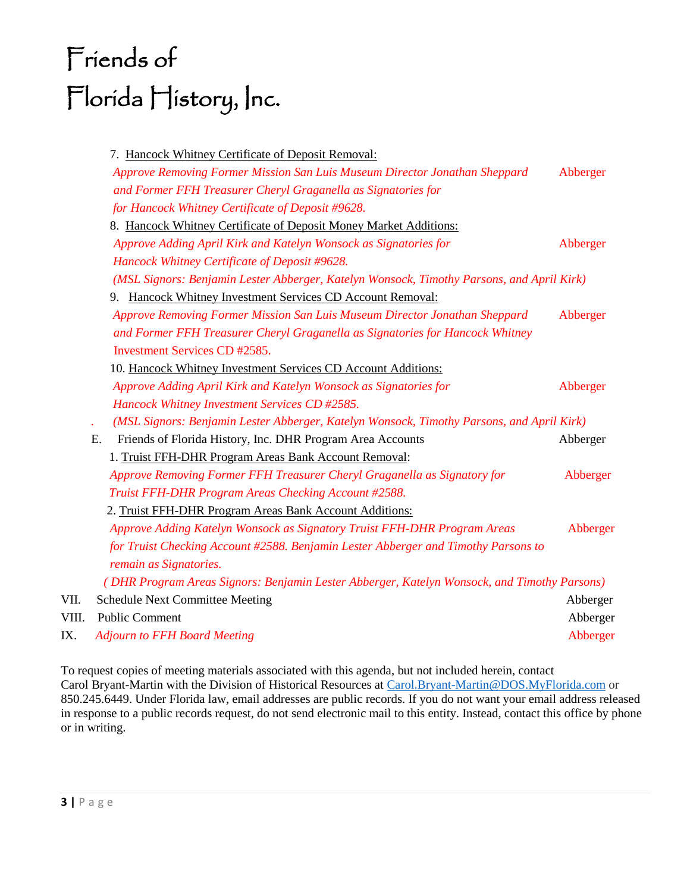# Friends of Florida History, Inc.

7. Hancock Whitney Certificate of Deposit Removal:
   *Approve Removing Former Mission San Luis Museum Director Jonathan Sheppard and Former FFH Treasurer Cheryl Graganella as Signatories for for Hancock Whitney Certificate of Deposit #9628.* — Abberger
8. Hancock Whitney Certificate of Deposit Money Market Additions:
   *Approve Adding April Kirk and Katelyn Wonsock as Signatories for Hancock Whitney Certificate of Deposit #9628.* — Abberger
   *(MSL Signors: Benjamin Lester Abberger, Katelyn Wonsock, Timothy Parsons, and April Kirk)*
9. Hancock Whitney Investment Services CD Account Removal:
   *Approve Removing Former Mission San Luis Museum Director Jonathan Sheppard and Former FFH Treasurer Cheryl Graganella as Signatories for Hancock Whitney* Investment Services CD #2585. — Abberger
10. Hancock Whitney Investment Services CD Account Additions:
    *Approve Adding April Kirk and Katelyn Wonsock as Signatories for Hancock Whitney Investment Services CD #2585.* — Abberger
    . *(MSL Signors: Benjamin Lester Abberger, Katelyn Wonsock, Timothy Parsons, and April Kirk)*

E. Friends of Florida History, Inc. DHR Program Area Accounts — Abberger

1. Truist FFH-DHR Program Areas Bank Account Removal:
   *Approve Removing Former FFH Treasurer Cheryl Graganella as Signatory for Truist FFH-DHR Program Areas Checking Account #2588.* — Abberger
2. Truist FFH-DHR Program Areas Bank Account Additions:
   *Approve Adding Katelyn Wonsock as Signatory Truist FFH-DHR Program Areas for Truist Checking Account #2588. Benjamin Lester Abberger and Timothy Parsons to remain as Signatories.* — Abberger
   *( DHR Program Areas Signors: Benjamin Lester Abberger, Katelyn Wonsock, and Timothy Parsons)*

VII. Schedule Next Committee Meeting — Abberger

VIII. Public Comment — Abberger

IX. *Adjourn to FFH Board Meeting* — Abberger

To request copies of meeting materials associated with this agenda, but not included herein, contact Carol Bryant-Martin with the Division of Historical Resources at Carol.Bryant-Martin@DOS.MyFlorida.com or 850.245.6449. Under Florida law, email addresses are public records. If you do not want your email address released in response to a public records request, do not send electronic mail to this entity. Instead, contact this office by phone or in writing.